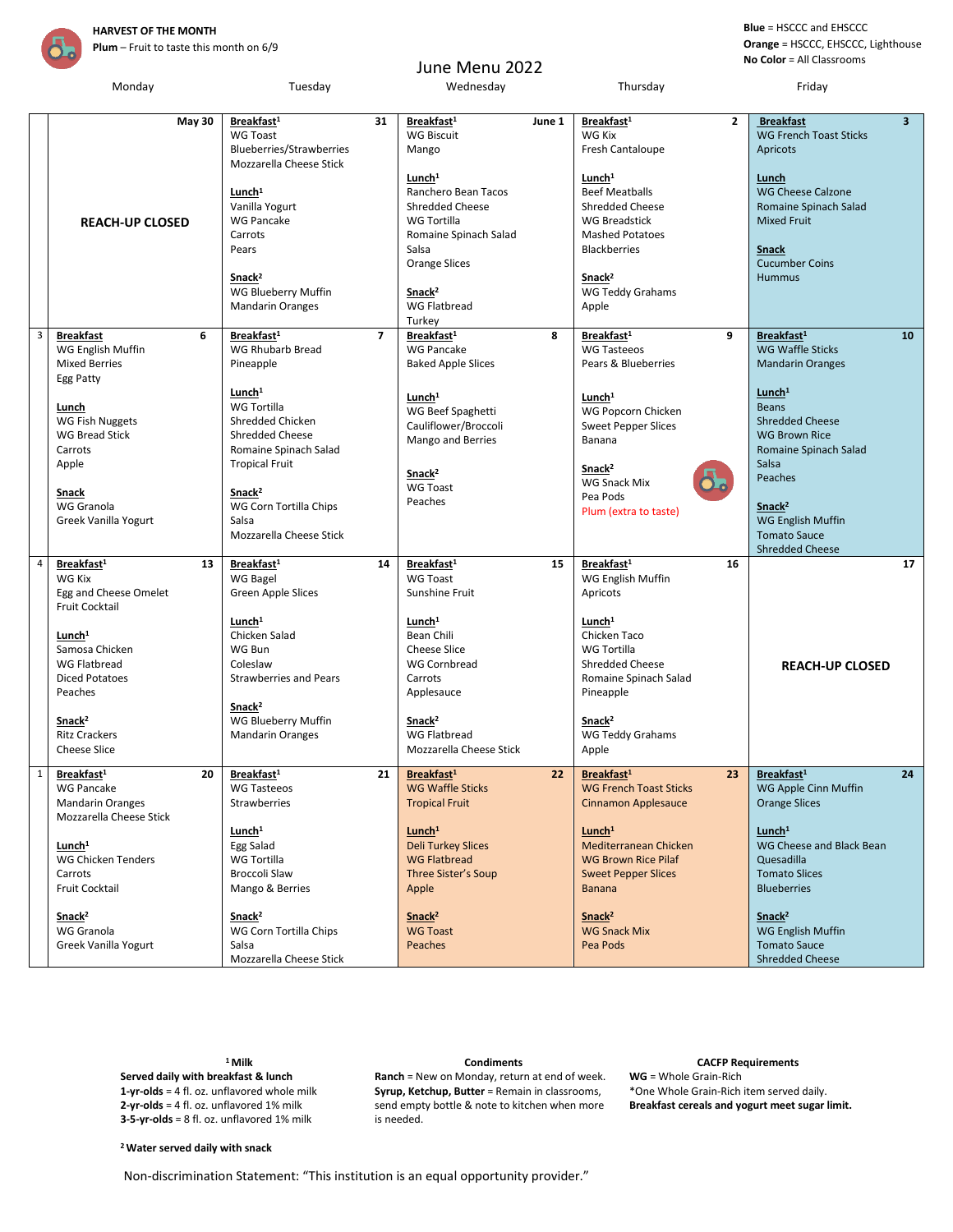**HARVEST OF THE MONTH**
**Plum** – Fruit to taste this month on 6/9

**Blue** = HSCCC and EHSCCC
**Orange** = HSCCC, EHSCCC, Lighthouse
**No Color** = All Classrooms

# June Menu 2022

| | Monday | Tuesday | Wednesday | Thursday | Friday |
|---|---|---|---|---|---|
| | May 30<br><br>**REACH-UP CLOSED** | 31<br>**Breakfast[1]**<br>WG Toast<br>Blueberries/Strawberries<br>Mozzarella Cheese Stick<br><br>**Lunch[1]**<br>Vanilla Yogurt<br>WG Pancake<br>Carrots<br>Pears<br><br>**Snack[2]**<br>WG Blueberry Muffin<br>Mandarin Oranges | June 1<br>**Breakfast[1]**<br>WG Biscuit<br>Mango<br><br>**Lunch[1]**<br>Ranchero Bean Tacos<br>Shredded Cheese<br>WG Tortilla<br>Romaine Spinach Salad<br>Salsa<br>Orange Slices<br><br>**Snack[2]**<br>WG Flatbread<br>Turkey | 2<br>**Breakfast[1]**<br>WG Kix<br>Fresh Cantaloupe<br><br>**Lunch[1]**<br>Beef Meatballs<br>Shredded Cheese<br>WG Breadstick<br>Mashed Potatoes<br>Blackberries<br><br>**Snack[2]**<br>WG Teddy Grahams<br>Apple | 3<br>**Breakfast**<br>WG French Toast Sticks<br>Apricots<br><br>**Lunch**<br>WG Cheese Calzone<br>Romaine Spinach Salad<br>Mixed Fruit<br><br>**Snack**<br>Cucumber Coins<br>Hummus |
| 3 | 6<br>**Breakfast**<br>WG English Muffin<br>Mixed Berries<br>Egg Patty<br><br>**Lunch**<br>WG Fish Nuggets<br>WG Bread Stick<br>Carrots<br>Apple<br><br>**Snack**<br>WG Granola<br>Greek Vanilla Yogurt | 7<br>**Breakfast[1]**<br>WG Rhubarb Bread<br>Pineapple<br><br>**Lunch[1]**<br>WG Tortilla<br>Shredded Chicken<br>Shredded Cheese<br>Romaine Spinach Salad<br>Tropical Fruit<br><br>**Snack[2]**<br>WG Corn Tortilla Chips<br>Salsa<br>Mozzarella Cheese Stick | 8<br>**Breakfast[1]**<br>WG Pancake<br>Baked Apple Slices<br><br>**Lunch[1]**<br>WG Beef Spaghetti<br>Cauliflower/Broccoli<br>Mango and Berries<br><br>**Snack[2]**<br>WG Toast<br>Peaches | 9<br>**Breakfast[1]**<br>WG Tasteeos<br>Pears & Blueberries<br><br>**Lunch[1]**<br>WG Popcorn Chicken<br>Sweet Pepper Slices<br>Banana<br><br>**Snack[2]**<br>WG Snack Mix<br>Pea Pods<br>Plum (extra to taste) | 10<br>**Breakfast[1]**<br>WG Waffle Sticks<br>Mandarin Oranges<br><br>**Lunch[1]**<br>Beans<br>Shredded Cheese<br>WG Brown Rice<br>Romaine Spinach Salad<br>Salsa<br>Peaches<br><br>**Snack[2]**<br>WG English Muffin<br>Tomato Sauce<br>Shredded Cheese |
| 4 | 13<br>**Breakfast[1]**<br>WG Kix<br>Egg and Cheese Omelet<br>Fruit Cocktail<br><br>**Lunch[1]**<br>Samosa Chicken<br>WG Flatbread<br>Diced Potatoes<br>Peaches<br><br>**Snack[2]**<br>Ritz Crackers<br>Cheese Slice | 14<br>**Breakfast[1]**<br>WG Bagel<br>Green Apple Slices<br><br>**Lunch[1]**<br>Chicken Salad<br>WG Bun<br>Coleslaw<br>Strawberries and Pears<br><br>**Snack[2]**<br>WG Blueberry Muffin<br>Mandarin Oranges | 15<br>**Breakfast[1]**<br>WG Toast<br>Sunshine Fruit<br><br>**Lunch[1]**<br>Bean Chili<br>Cheese Slice<br>WG Cornbread<br>Carrots<br>Applesauce<br><br>**Snack[2]**<br>WG Flatbread<br>Mozzarella Cheese Stick | 16<br>**Breakfast[1]**<br>WG English Muffin<br>Apricots<br><br>**Lunch[1]**<br>Chicken Taco<br>WG Tortilla<br>Shredded Cheese<br>Romaine Spinach Salad<br>Pineapple<br><br>**Snack[2]**<br>WG Teddy Grahams<br>Apple | 17<br><br>**REACH-UP CLOSED** |
| 1 | 20<br>**Breakfast[1]**<br>WG Pancake<br>Mandarin Oranges<br>Mozzarella Cheese Stick<br><br>**Lunch[1]**<br>WG Chicken Tenders<br>Carrots<br>Fruit Cocktail<br><br>**Snack[2]**<br>WG Granola<br>Greek Vanilla Yogurt | 21<br>**Breakfast[1]**<br>WG Tasteeos<br>Strawberries<br><br>**Lunch[1]**<br>Egg Salad<br>WG Tortilla<br>Broccoli Slaw<br>Mango & Berries<br><br>**Snack[2]**<br>WG Corn Tortilla Chips<br>Salsa<br>Mozzarella Cheese Stick | 22<br>**Breakfast[1]**<br>WG Waffle Sticks<br>Tropical Fruit<br><br>**Lunch[1]**<br>Deli Turkey Slices<br>WG Flatbread<br>Three Sister's Soup<br>Apple<br><br>**Snack[2]**<br>WG Toast<br>Peaches | 23<br>**Breakfast[1]**<br>WG French Toast Sticks<br>Cinnamon Applesauce<br><br>**Lunch[1]**<br>Mediterranean Chicken<br>WG Brown Rice Pilaf<br>Sweet Pepper Slices<br>Banana<br><br>**Snack[2]**<br>WG Snack Mix<br>Pea Pods | 24<br>**Breakfast[1]**<br>WG Apple Cinn Muffin<br>Orange Slices<br><br>**Lunch[1]**<br>WG Cheese and Black Bean Quesadilla<br>Tomato Slices<br>Blueberries<br><br>**Snack[2]**<br>WG English Muffin<br>Tomato Sauce<br>Shredded Cheese |

**[1] Milk**
**Served daily with breakfast & lunch**
**1-yr-olds** = 4 fl. oz. unflavored whole milk
**2-yr-olds** = 4 fl. oz. unflavored 1% milk
**3-5-yr-olds** = 8 fl. oz. unflavored 1% milk

**[2] Water served daily with snack**

**Condiments**
**Ranch** = New on Monday, return at end of week.
**Syrup, Ketchup, Butter** = Remain in classrooms, send empty bottle & note to kitchen when more is needed.

**CACFP Requirements**
**WG** = Whole Grain-Rich
*One Whole Grain-Rich item served daily.
**Breakfast cereals and yogurt meet sugar limit.**

Non-discrimination Statement: "This institution is an equal opportunity provider."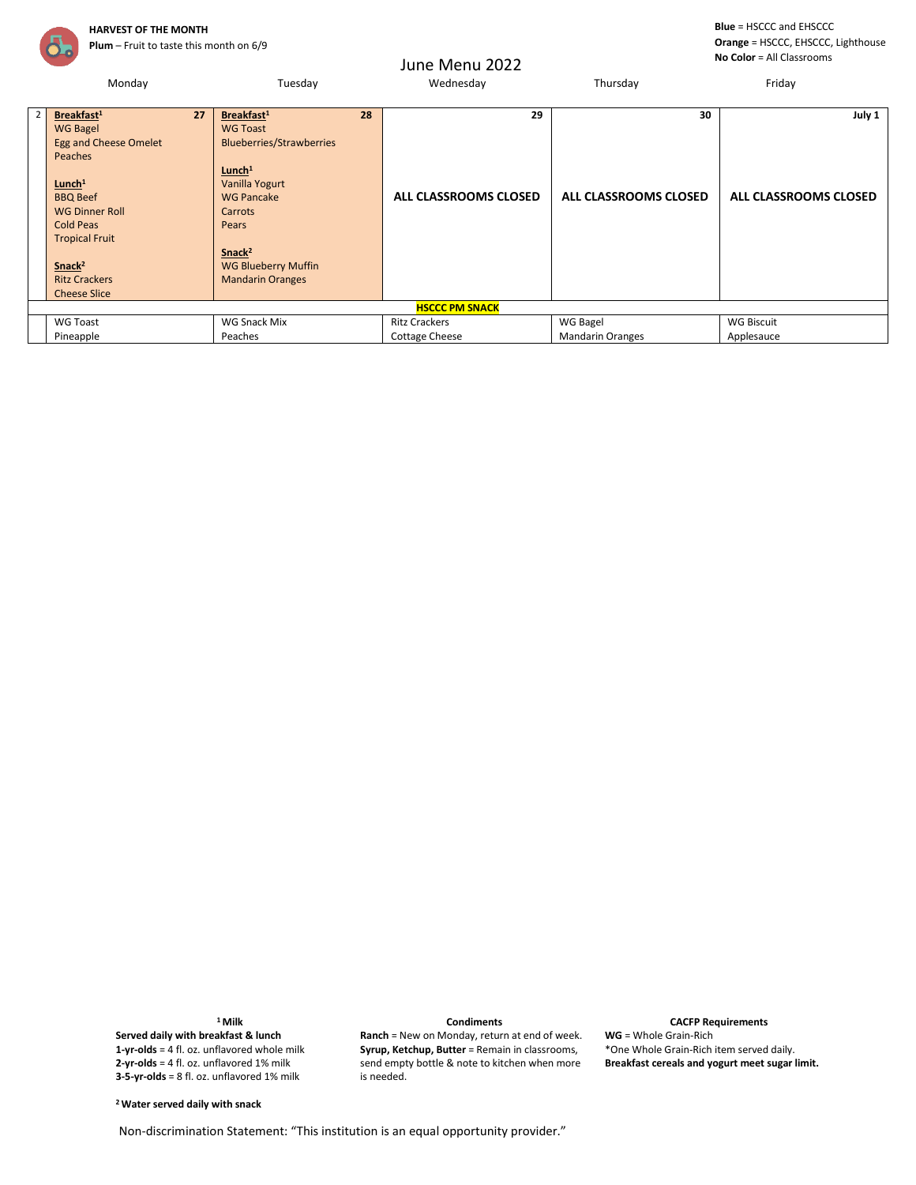**HARVEST OF THE MONTH**
**Plum** – Fruit to taste this month on 6/9

**Blue** = HSCCC and EHSCCC
**Orange** = HSCCC, EHSCCC, Lighthouse
**No Color** = All Classrooms

# June Menu 2022

| | Monday | Tuesday | Wednesday | Thursday | Friday |
|---|---|---|---|---|---|
| 2 | 27 **Breakfast[1]** WG Bagel, Egg and Cheese Omelet, Peaches **Lunch[1]** BBQ Beef, WG Dinner Roll, Cold Peas, Tropical Fruit **Snack[2]** Ritz Crackers, Cheese Slice | 28 **Breakfast[1]** WG Toast, Blueberries/Strawberries **Lunch[1]** Vanilla Yogurt, WG Pancake, Carrots, Pears **Snack[2]** WG Blueberry Muffin, Mandarin Oranges | 29 **ALL CLASSROOMS CLOSED** | 30 **ALL CLASSROOMS CLOSED** | July 1 **ALL CLASSROOMS CLOSED** |
| | **HSCCC PM SNACK** | | | | |
| | WG Toast, Pineapple | WG Snack Mix, Peaches | Ritz Crackers, Cottage Cheese | WG Bagel, Mandarin Oranges | WG Biscuit, Applesauce |

**[1] Milk**
**Served daily with breakfast & lunch**
**1-yr-olds** = 4 fl. oz. unflavored whole milk
**2-yr-olds** = 4 fl. oz. unflavored 1% milk
**3-5-yr-olds** = 8 fl. oz. unflavored 1% milk

**[2] Water served daily with snack**

**Condiments**
**Ranch** = New on Monday, return at end of week.
**Syrup, Ketchup, Butter** = Remain in classrooms, send empty bottle & note to kitchen when more is needed.

**CACFP Requirements**
**WG** = Whole Grain-Rich
*One Whole Grain-Rich item served daily.
**Breakfast cereals and yogurt meet sugar limit.**

Non-discrimination Statement: "This institution is an equal opportunity provider."